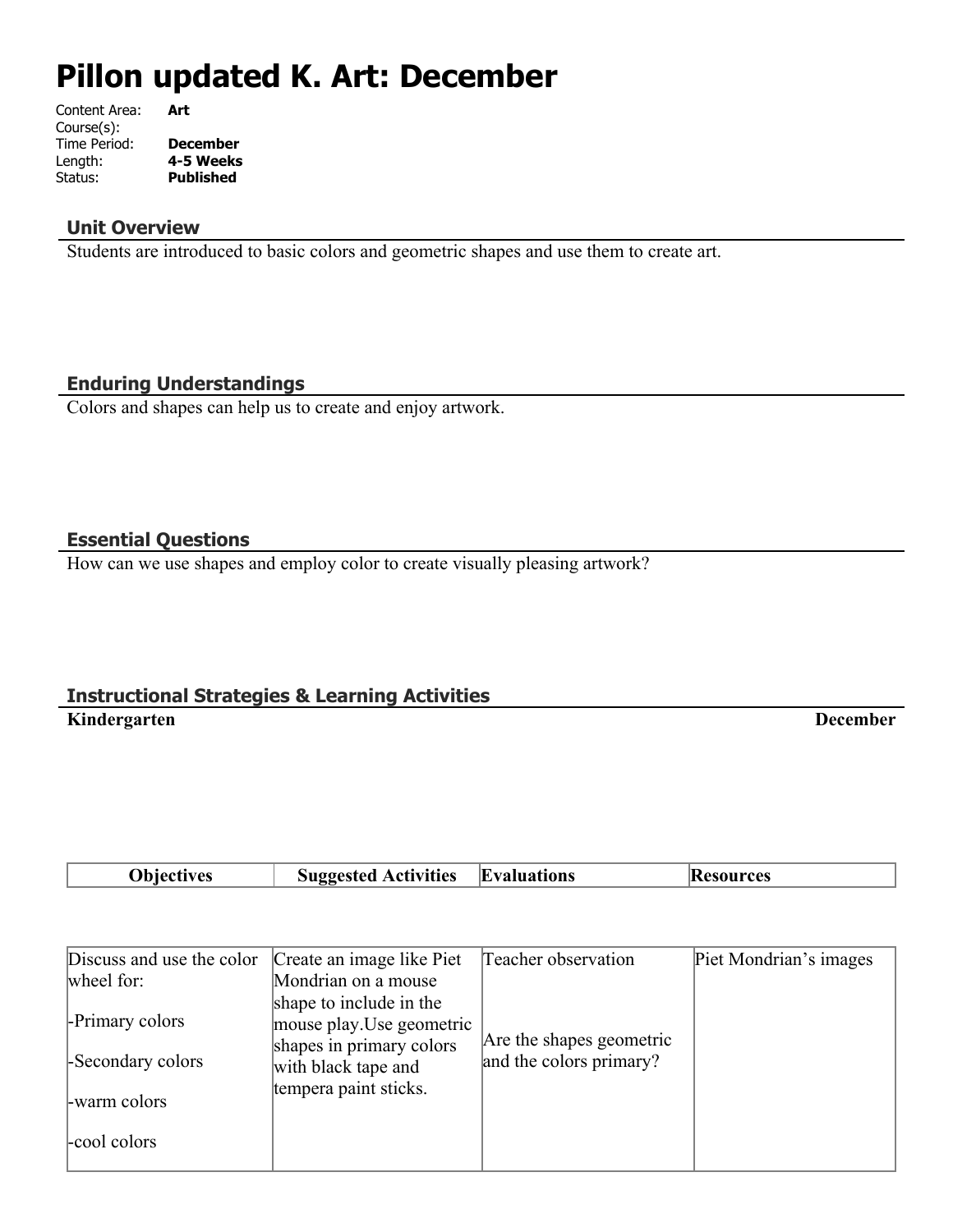# Pillon updated K. Art: December

Content Area: **Art**
Course(s):
Time Period: **December**
Length: **4-5 Weeks**
Status: **Published**

## Unit Overview

Students are introduced to basic colors and geometric shapes and use them to create art.

## Enduring Understandings

Colors and shapes can help us to create and enjoy artwork.

## Essential Questions

How can we use shapes and employ color to create visually pleasing artwork?

## Instructional Strategies & Learning Activities

**Kindergarten** **December**

| Objectives | Suggested Activities | Evaluations | Resources |
|---|---|---|---|
| Discuss and use the color wheel for:<br>-Primary colors<br>-Secondary colors<br>-warm colors<br>-cool colors | Create an image like Piet Mondrian on a mouse shape to include in the mouse play.Use geometric shapes in primary colors with black tape and tempera paint sticks. | Teacher observation<br><br>Are the shapes geometric and the colors primary? | Piet Mondrian's images |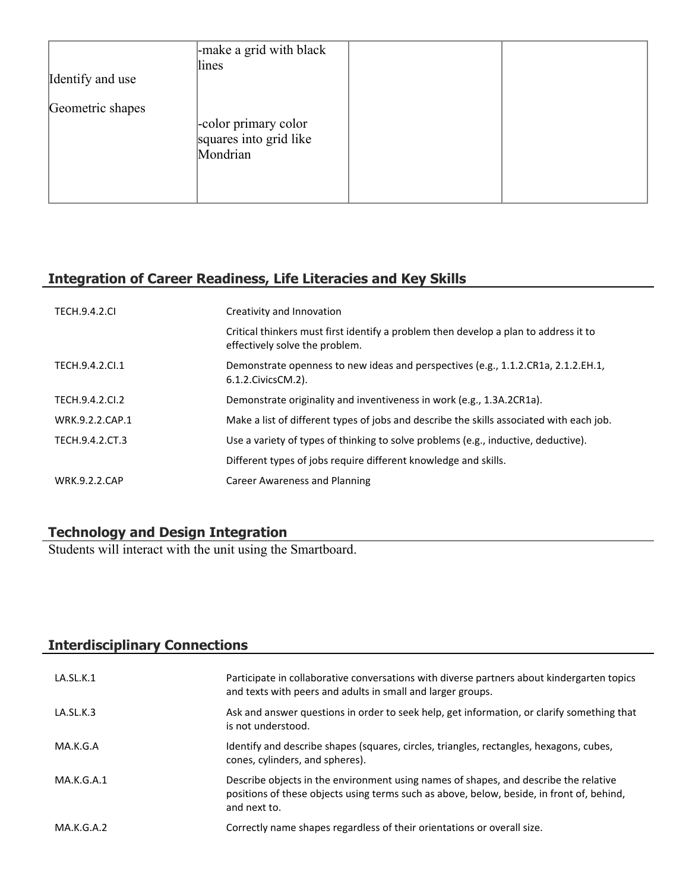| Identify and use Geometric shapes | -make a grid with black lines<br><br>-color primary color squares into grid like Mondrian | | |
|---|---|---|---|

## Integration of Career Readiness, Life Literacies and Key Skills

| | |
|---|---|
| TECH.9.4.2.CI | Creativity and Innovation |
| | Critical thinkers must first identify a problem then develop a plan to address it to effectively solve the problem. |
| TECH.9.4.2.CI.1 | Demonstrate openness to new ideas and perspectives (e.g., 1.1.2.CR1a, 2.1.2.EH.1, 6.1.2.CivicsCM.2). |
| TECH.9.4.2.CI.2 | Demonstrate originality and inventiveness in work (e.g., 1.3A.2CR1a). |
| WRK.9.2.2.CAP.1 | Make a list of different types of jobs and describe the skills associated with each job. |
| TECH.9.4.2.CT.3 | Use a variety of types of thinking to solve problems (e.g., inductive, deductive). |
| | Different types of jobs require different knowledge and skills. |
| WRK.9.2.2.CAP | Career Awareness and Planning |

## Technology and Design Integration

Students will interact with the unit using the Smartboard.

## Interdisciplinary Connections

| | |
|---|---|
| LA.SL.K.1 | Participate in collaborative conversations with diverse partners about kindergarten topics and texts with peers and adults in small and larger groups. |
| LA.SL.K.3 | Ask and answer questions in order to seek help, get information, or clarify something that is not understood. |
| MA.K.G.A | Identify and describe shapes (squares, circles, triangles, rectangles, hexagons, cubes, cones, cylinders, and spheres). |
| MA.K.G.A.1 | Describe objects in the environment using names of shapes, and describe the relative positions of these objects using terms such as above, below, beside, in front of, behind, and next to. |
| MA.K.G.A.2 | Correctly name shapes regardless of their orientations or overall size. |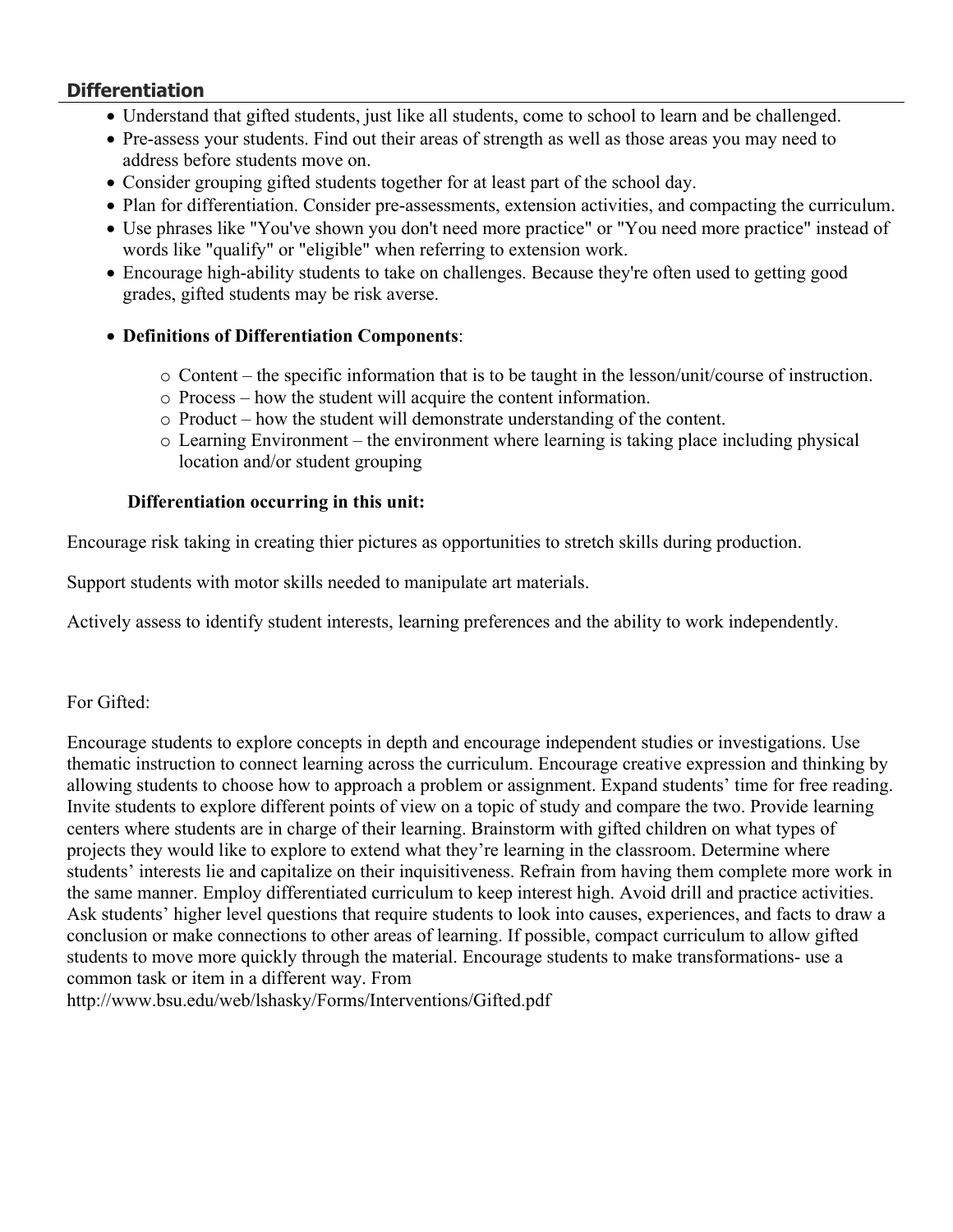## Differentiation

- Understand that gifted students, just like all students, come to school to learn and be challenged.
- Pre-assess your students. Find out their areas of strength as well as those areas you may need to address before students move on.
- Consider grouping gifted students together for at least part of the school day.
- Plan for differentiation. Consider pre-assessments, extension activities, and compacting the curriculum.
- Use phrases like "You've shown you don't need more practice" or "You need more practice" instead of words like "qualify" or "eligible" when referring to extension work.
- Encourage high-ability students to take on challenges. Because they're often used to getting good grades, gifted students may be risk averse.
- **Definitions of Differentiation Components**:
    - Content – the specific information that is to be taught in the lesson/unit/course of instruction.
    - Process – how the student will acquire the content information.
    - Product – how the student will demonstrate understanding of the content.
    - Learning Environment – the environment where learning is taking place including physical location and/or student grouping

**Differentiation occurring in this unit:**

Encourage risk taking in creating thier pictures as opportunities to stretch skills during production.

Support students with motor skills needed to manipulate art materials.

Actively assess to identify student interests, learning preferences and the ability to work independently.

For Gifted:

Encourage students to explore concepts in depth and encourage independent studies or investigations. Use thematic instruction to connect learning across the curriculum. Encourage creative expression and thinking by allowing students to choose how to approach a problem or assignment. Expand students' time for free reading. Invite students to explore different points of view on a topic of study and compare the two. Provide learning centers where students are in charge of their learning. Brainstorm with gifted children on what types of projects they would like to explore to extend what they're learning in the classroom. Determine where students' interests lie and capitalize on their inquisitiveness. Refrain from having them complete more work in the same manner. Employ differentiated curriculum to keep interest high. Avoid drill and practice activities. Ask students' higher level questions that require students to look into causes, experiences, and facts to draw a conclusion or make connections to other areas of learning. If possible, compact curriculum to allow gifted students to move more quickly through the material. Encourage students to make transformations- use a common task or item in a different way. From http://www.bsu.edu/web/lshasky/Forms/Interventions/Gifted.pdf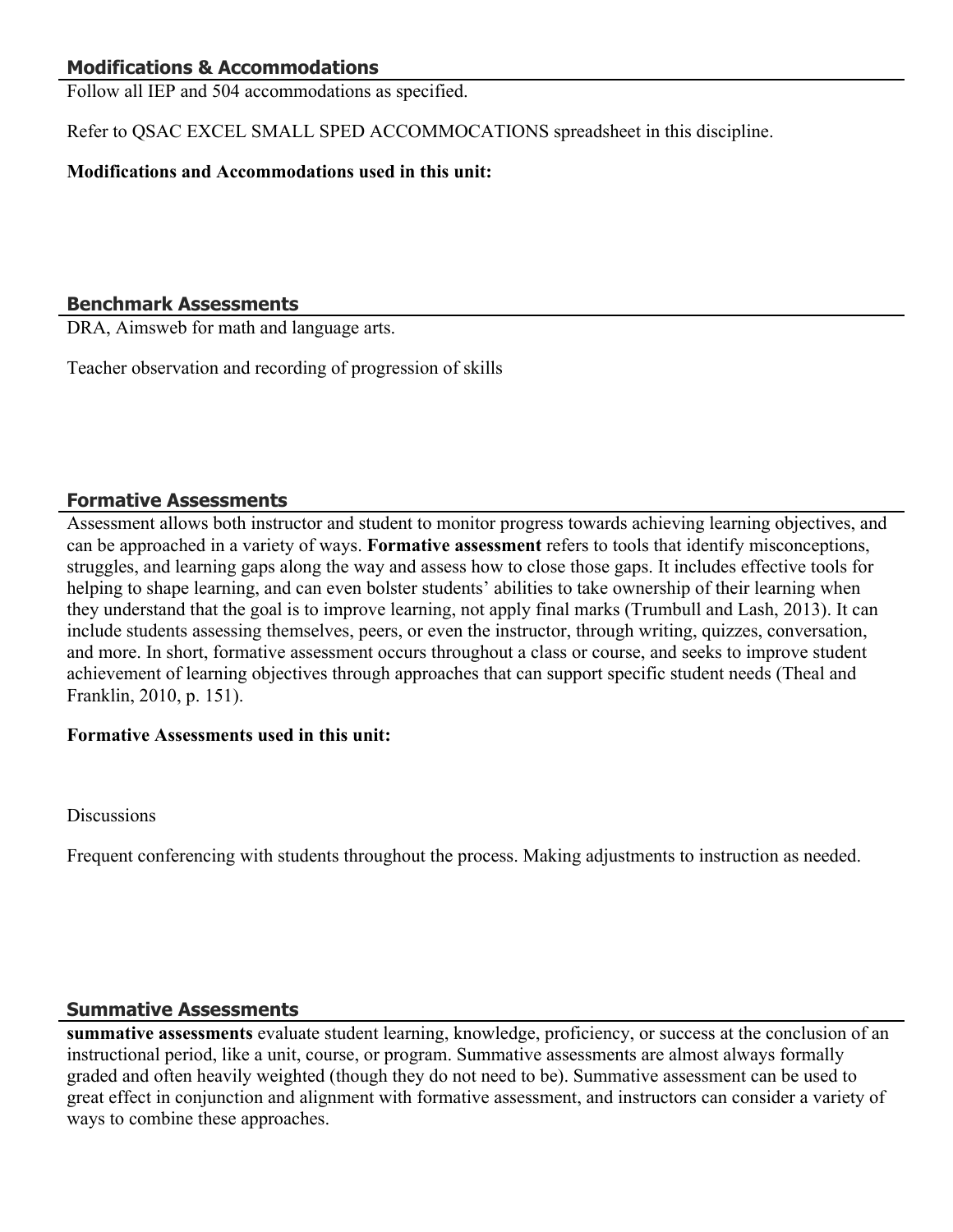## Modifications & Accommodations

Follow all IEP and 504 accommodations as specified.

Refer to QSAC EXCEL SMALL SPED ACCOMMOCATIONS spreadsheet in this discipline.

**Modifications and Accommodations used in this unit:**

## Benchmark Assessments

DRA, Aimsweb for math and language arts.

Teacher observation and recording of progression of skills

## Formative Assessments

Assessment allows both instructor and student to monitor progress towards achieving learning objectives, and can be approached in a variety of ways. **Formative assessment** refers to tools that identify misconceptions, struggles, and learning gaps along the way and assess how to close those gaps. It includes effective tools for helping to shape learning, and can even bolster students' abilities to take ownership of their learning when they understand that the goal is to improve learning, not apply final marks (Trumbull and Lash, 2013). It can include students assessing themselves, peers, or even the instructor, through writing, quizzes, conversation, and more. In short, formative assessment occurs throughout a class or course, and seeks to improve student achievement of learning objectives through approaches that can support specific student needs (Theal and Franklin, 2010, p. 151).

**Formative Assessments used in this unit:**

Discussions

Frequent conferencing with students throughout the process. Making adjustments to instruction as needed.

## Summative Assessments

**summative assessments** evaluate student learning, knowledge, proficiency, or success at the conclusion of an instructional period, like a unit, course, or program. Summative assessments are almost always formally graded and often heavily weighted (though they do not need to be). Summative assessment can be used to great effect in conjunction and alignment with formative assessment, and instructors can consider a variety of ways to combine these approaches.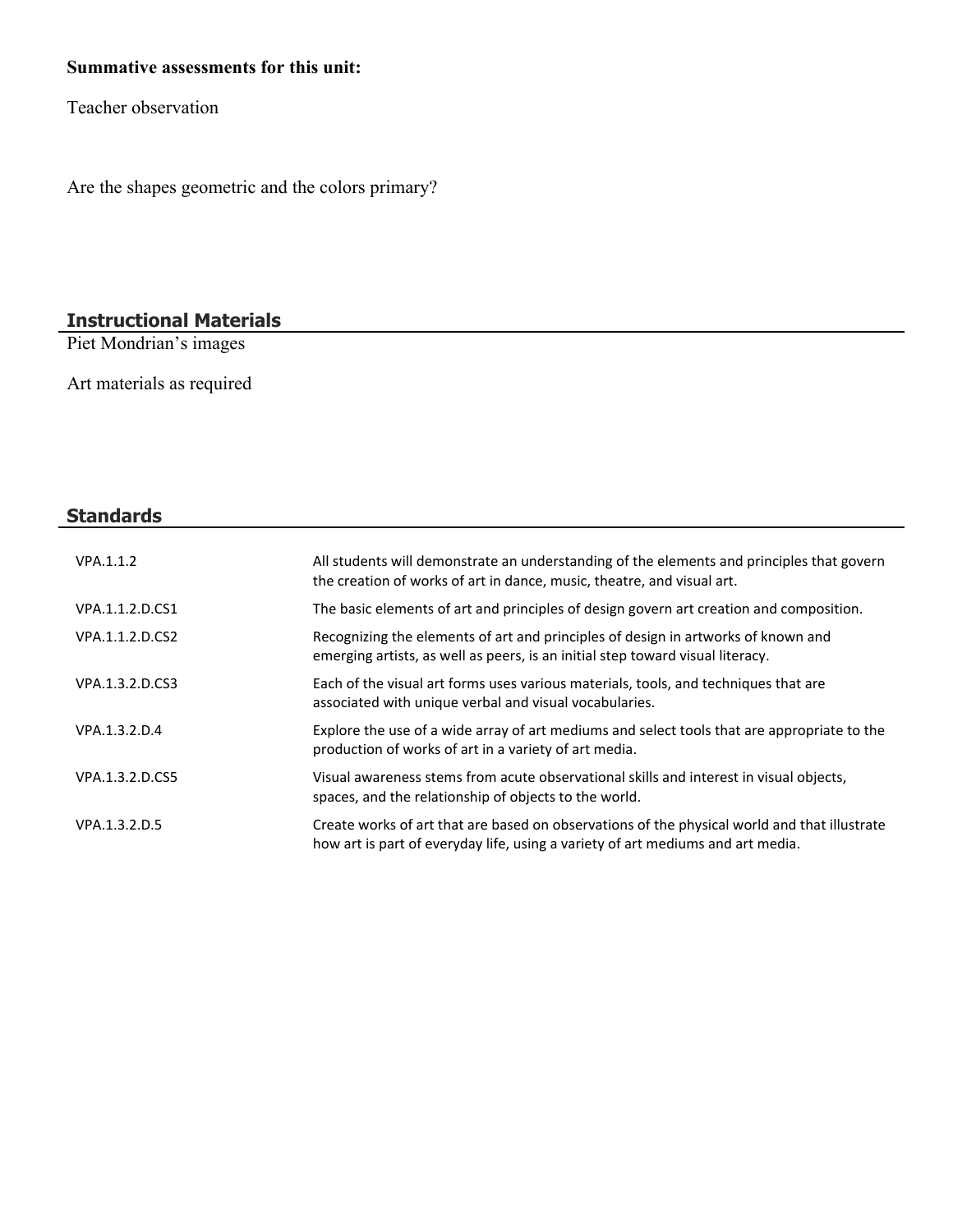**Summative assessments for this unit:**

Teacher observation

Are the shapes geometric and the colors primary?

## Instructional Materials

Piet Mondrian's images

Art materials as required

## Standards

| | |
|---|---|
| VPA.1.1.2 | All students will demonstrate an understanding of the elements and principles that govern the creation of works of art in dance, music, theatre, and visual art. |
| VPA.1.1.2.D.CS1 | The basic elements of art and principles of design govern art creation and composition. |
| VPA.1.1.2.D.CS2 | Recognizing the elements of art and principles of design in artworks of known and emerging artists, as well as peers, is an initial step toward visual literacy. |
| VPA.1.3.2.D.CS3 | Each of the visual art forms uses various materials, tools, and techniques that are associated with unique verbal and visual vocabularies. |
| VPA.1.3.2.D.4 | Explore the use of a wide array of art mediums and select tools that are appropriate to the production of works of art in a variety of art media. |
| VPA.1.3.2.D.CS5 | Visual awareness stems from acute observational skills and interest in visual objects, spaces, and the relationship of objects to the world. |
| VPA.1.3.2.D.5 | Create works of art that are based on observations of the physical world and that illustrate how art is part of everyday life, using a variety of art mediums and art media. |